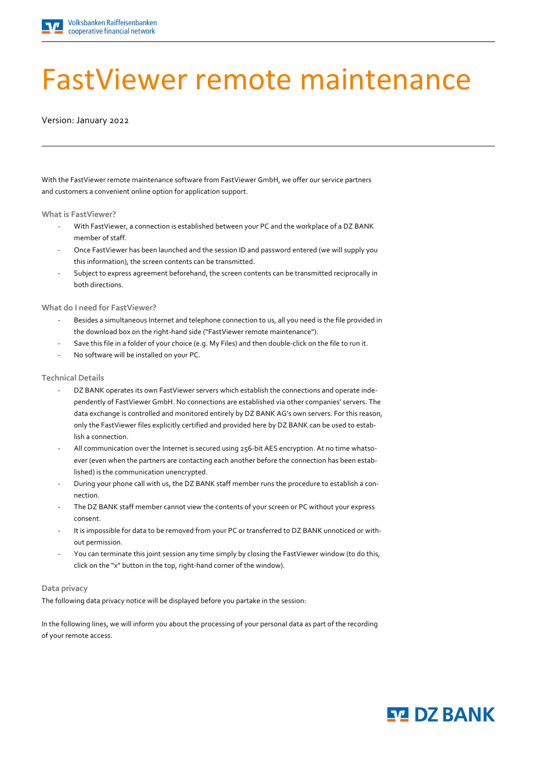# FastViewer remote maintenance

Version: January 2022

With the FastViewer remote maintenance software from FastViewer GmbH, we offer our service partners and customers a convenient online option for application support.

### What is FastViewer?

- With FastViewer, a connection is established between your PC and the workplace of a DZ BANK member of staff.
- Once FastViewer has been launched and the session ID and password entered (we will supply you this information), the screen contents can be transmitted.
- Subject to express agreement beforehand, the screen contents can be transmitted reciprocally in both directions.

### What do I need for FastViewer?

- Besides a simultaneous Internet and telephone connection to us, all you need is the file provided in the download box on the right-hand side ("FastViewer remote maintenance").
- Save this file in a folder of your choice (e.g. My Files) and then double-click on the file to run it.
- No software will be installed on your PC.

### Technical Details

- DZ BANK operates its own FastViewer servers which establish the connections and operate independently of FastViewer GmbH. No connections are established via other companies' servers. The data exchange is controlled and monitored entirely by DZ BANK AG's own servers. For this reason, only the FastViewer files explicitly certified and provided here by DZ BANK can be used to establish a connection.
- All communication over the Internet is secured using 256-bit AES encryption. At no time whatsoever (even when the partners are contacting each another before the connection has been established) is the communication unencrypted.
- During your phone call with us, the DZ BANK staff member runs the procedure to establish a connection.
- The DZ BANK staff member cannot view the contents of your screen or PC without your express consent.
- It is impossible for data to be removed from your PC or transferred to DZ BANK unnoticed or without permission.
- You can terminate this joint session any time simply by closing the FastViewer window (to do this, click on the "x" button in the top, right-hand corner of the window).

### Data privacy

The following data privacy notice will be displayed before you partake in the session:

In the following lines, we will inform you about the processing of your personal data as part of the recording of your remote access.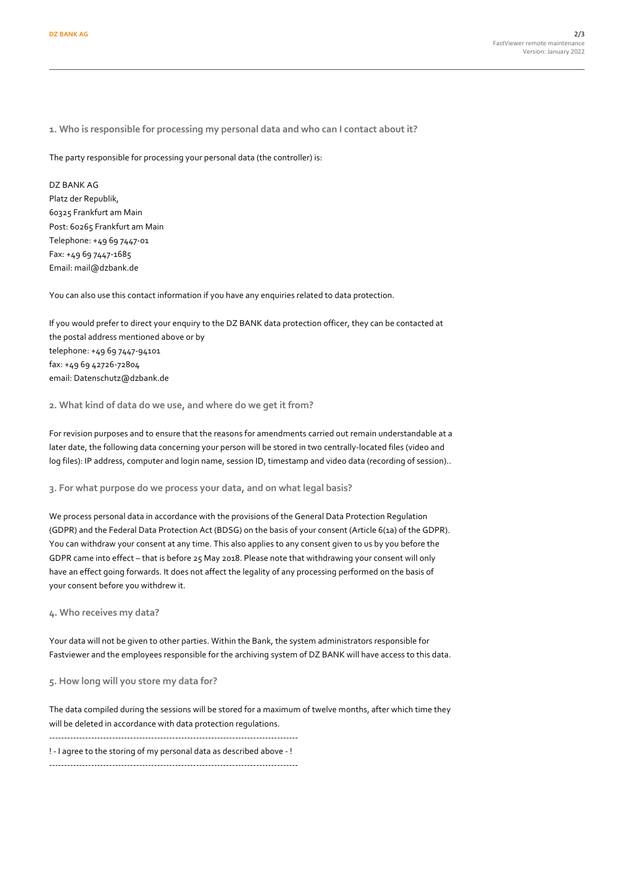## 1. Who is responsible for processing my personal data and who can I contact about it?

The party responsible for processing your personal data (the controller) is:

DZ BANK AG  
Platz der Republik,  
60325 Frankfurt am Main  
Post: 60265 Frankfurt am Main  
Telephone: +49 69 7447-01  
Fax: +49 69 7447-1685  
Email: mail@dzbank.de

You can also use this contact information if you have any enquiries related to data protection.

If you would prefer to direct your enquiry to the DZ BANK data protection officer, they can be contacted at the postal address mentioned above or by  
telephone: +49 69 7447-94101  
fax: +49 69 42726-72804  
email: Datenschutz@dzbank.de

## 2. What kind of data do we use, and where do we get it from?

For revision purposes and to ensure that the reasons for amendments carried out remain understandable at a later date, the following data concerning your person will be stored in two centrally-located files (video and log files): IP address, computer and login name, session ID, timestamp and video data (recording of session)..

## 3. For what purpose do we process your data, and on what legal basis?

We process personal data in accordance with the provisions of the General Data Protection Regulation (GDPR) and the Federal Data Protection Act (BDSG) on the basis of your consent (Article 6(1a) of the GDPR). You can withdraw your consent at any time. This also applies to any consent given to us by you before the GDPR came into effect – that is before 25 May 2018. Please note that withdrawing your consent will only have an effect going forwards. It does not affect the legality of any processing performed on the basis of your consent before you withdrew it.

## 4. Who receives my data?

Your data will not be given to other parties. Within the Bank, the system administrators responsible for Fastviewer and the employees responsible for the archiving system of DZ BANK will have access to this data.

## 5. How long will you store my data for?

The data compiled during the sessions will be stored for a maximum of twelve months, after which time they will be deleted in accordance with data protection regulations.

---------------------------------------------------------------------------------

! - I agree to the storing of my personal data as described above - !

---------------------------------------------------------------------------------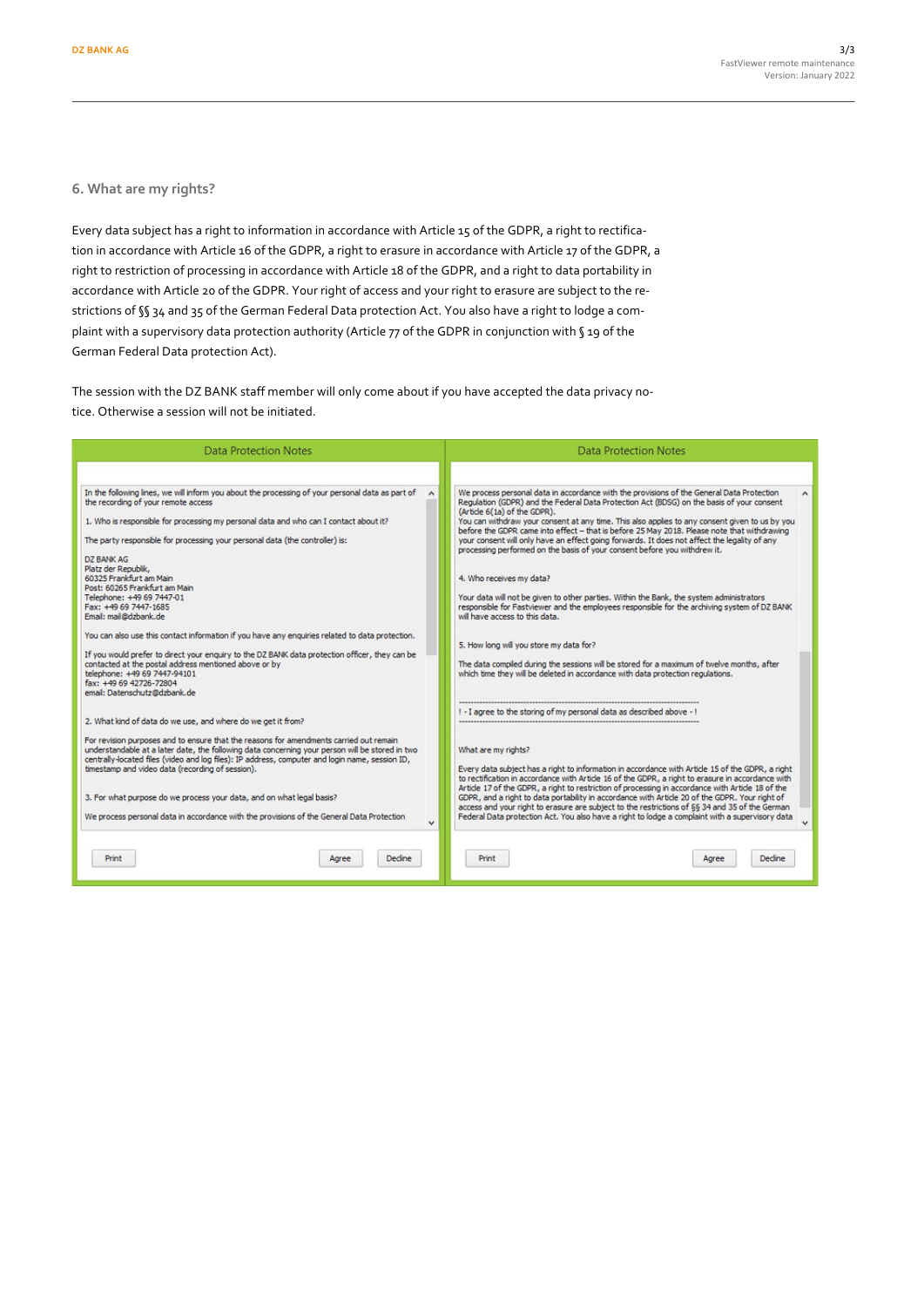## 6. What are my rights?

Every data subject has a right to information in accordance with Article 15 of the GDPR, a right to rectification in accordance with Article 16 of the GDPR, a right to erasure in accordance with Article 17 of the GDPR, a right to restriction of processing in accordance with Article 18 of the GDPR, and a right to data portability in accordance with Article 20 of the GDPR. Your right of access and your right to erasure are subject to the restrictions of §§ 34 and 35 of the German Federal Data protection Act. You also have a right to lodge a complaint with a supervisory data protection authority (Article 77 of the GDPR in conjunction with § 19 of the German Federal Data protection Act).

The session with the DZ BANK staff member will only come about if you have accepted the data privacy notice. Otherwise a session will not be initiated.

**Data Protection Notes**

In the following lines, we will inform you about the processing of your personal data as part of the recording of your remote access

1. Who is responsible for processing my personal data and who can I contact about it?

The party responsible for processing your personal data (the controller) is:

DZ BANK AG
Platz der Republik,
60325 Frankfurt am Main
Post: 60265 Frankfurt am Main
Telephone: +49 69 7447-01
Fax: +49 69 7447-1685
Email: mail@dzbank.de

You can also use this contact information if you have any enquiries related to data protection.

If you would prefer to direct your enquiry to the DZ BANK data protection officer, they can be contacted at the postal address mentioned above or by
telephone: +49 69 7447-94101
fax: +49 69 42726-72804
email: Datenschutz@dzbank.de

2. What kind of data do we use, and where do we get it from?

For revision purposes and to ensure that the reasons for amendments carried out remain understandable at a later date, the following data concerning your person will be stored in two centrally-located files (video and log files): IP address, computer and login name, session ID, timestamp and video data (recording of session).

3. For what purpose do we process your data, and on what legal basis?

We process personal data in accordance with the provisions of the General Data Protection

Print | Agree | Decline

**Data Protection Notes**

We process personal data in accordance with the provisions of the General Data Protection Regulation (GDPR) and the Federal Data Protection Act (BDSG) on the basis of your consent (Article 6(1a) of the GDPR).
You can withdraw your consent at any time. This also applies to any consent given to us by you before the GDPR came into effect – that is before 25 May 2018. Please note that withdrawing your consent will only have an effect going forwards. It does not affect the legality of any processing performed on the basis of your consent before you withdrew it.

4. Who receives my data?

Your data will not be given to other parties. Within the Bank, the system administrators responsible for Fastviewer and the employees responsible for the archiving system of DZ BANK will have access to this data.

5. How long will you store my data for?

The data compiled during the sessions will be stored for a maximum of twelve months, after which time they will be deleted in accordance with data protection regulations.

---

! - I agree to the storing of my personal data as described above - !

---

What are my rights?

Every data subject has a right to information in accordance with Article 15 of the GDPR, a right to rectification in accordance with Article 16 of the GDPR, a right to erasure in accordance with Article 17 of the GDPR, a right to restriction of processing in accordance with Article 18 of the GDPR, and a right to data portability in accordance with Article 20 of the GDPR. Your right of access and your right to erasure are subject to the restrictions of §§ 34 and 35 of the German Federal Data protection Act. You also have a right to lodge a complaint with a supervisory data

Print | Agree | Decline